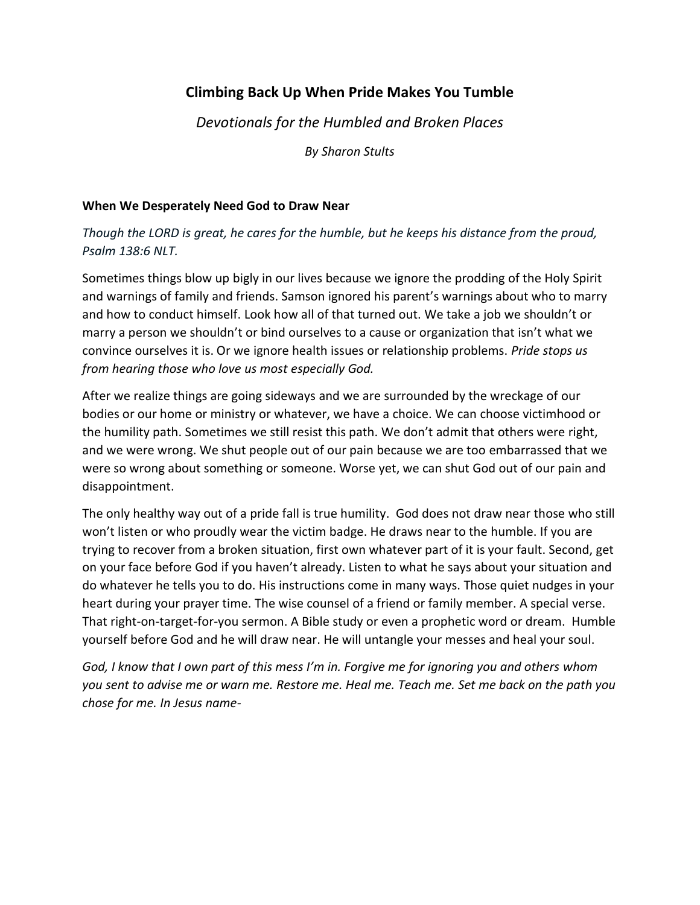# Climbing Back Up When Pride Makes You Tumble

*Devotionals for the Humbled and Broken Places*

*By Sharon Stults*

## When We Desperately Need God to Draw Near

*Though the LORD is great, he cares for the humble, but he keeps his distance from the proud, Psalm 138:6 NLT.*

Sometimes things blow up bigly in our lives because we ignore the prodding of the Holy Spirit and warnings of family and friends. Samson ignored his parent's warnings about who to marry and how to conduct himself. Look how all of that turned out. We take a job we shouldn't or marry a person we shouldn't or bind ourselves to a cause or organization that isn't what we convince ourselves it is. Or we ignore health issues or relationship problems. *Pride stops us from hearing those who love us most especially God.*

After we realize things are going sideways and we are surrounded by the wreckage of our bodies or our home or ministry or whatever, we have a choice. We can choose victimhood or the humility path. Sometimes we still resist this path. We don't admit that others were right, and we were wrong. We shut people out of our pain because we are too embarrassed that we were so wrong about something or someone. Worse yet, we can shut God out of our pain and disappointment.

The only healthy way out of a pride fall is true humility. God does not draw near those who still won't listen or who proudly wear the victim badge. He draws near to the humble. If you are trying to recover from a broken situation, first own whatever part of it is your fault. Second, get on your face before God if you haven't already. Listen to what he says about your situation and do whatever he tells you to do. His instructions come in many ways. Those quiet nudges in your heart during your prayer time. The wise counsel of a friend or family member. A special verse. That right-on-target-for-you sermon. A Bible study or even a prophetic word or dream. Humble yourself before God and he will draw near. He will untangle your messes and heal your soul.

*God, I know that I own part of this mess I'm in. Forgive me for ignoring you and others whom you sent to advise me or warn me. Restore me. Heal me. Teach me. Set me back on the path you chose for me. In Jesus name-*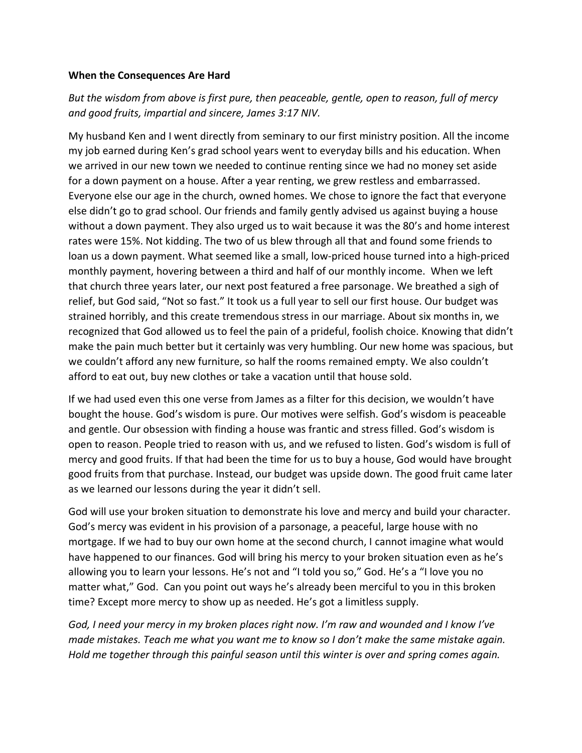**When the Consequences Are Hard**

*But the wisdom from above is first pure, then peaceable, gentle, open to reason, full of mercy and good fruits, impartial and sincere, James 3:17 NIV.*

My husband Ken and I went directly from seminary to our first ministry position. All the income my job earned during Ken's grad school years went to everyday bills and his education. When we arrived in our new town we needed to continue renting since we had no money set aside for a down payment on a house. After a year renting, we grew restless and embarrassed. Everyone else our age in the church, owned homes. We chose to ignore the fact that everyone else didn't go to grad school. Our friends and family gently advised us against buying a house without a down payment. They also urged us to wait because it was the 80's and home interest rates were 15%. Not kidding. The two of us blew through all that and found some friends to loan us a down payment. What seemed like a small, low-priced house turned into a high-priced monthly payment, hovering between a third and half of our monthly income. When we left that church three years later, our next post featured a free parsonage. We breathed a sigh of relief, but God said, "Not so fast." It took us a full year to sell our first house. Our budget was strained horribly, and this create tremendous stress in our marriage. About six months in, we recognized that God allowed us to feel the pain of a prideful, foolish choice. Knowing that didn't make the pain much better but it certainly was very humbling. Our new home was spacious, but we couldn't afford any new furniture, so half the rooms remained empty. We also couldn't afford to eat out, buy new clothes or take a vacation until that house sold.

If we had used even this one verse from James as a filter for this decision, we wouldn't have bought the house. God's wisdom is pure. Our motives were selfish. God's wisdom is peaceable and gentle. Our obsession with finding a house was frantic and stress filled. God's wisdom is open to reason. People tried to reason with us, and we refused to listen. God's wisdom is full of mercy and good fruits. If that had been the time for us to buy a house, God would have brought good fruits from that purchase. Instead, our budget was upside down. The good fruit came later as we learned our lessons during the year it didn't sell.

God will use your broken situation to demonstrate his love and mercy and build your character. God's mercy was evident in his provision of a parsonage, a peaceful, large house with no mortgage. If we had to buy our own home at the second church, I cannot imagine what would have happened to our finances. God will bring his mercy to your broken situation even as he's allowing you to learn your lessons. He's not and "I told you so," God. He's a "I love you no matter what," God. Can you point out ways he's already been merciful to you in this broken time? Except more mercy to show up as needed. He's got a limitless supply.

*God, I need your mercy in my broken places right now. I'm raw and wounded and I know I've made mistakes. Teach me what you want me to know so I don't make the same mistake again. Hold me together through this painful season until this winter is over and spring comes again.*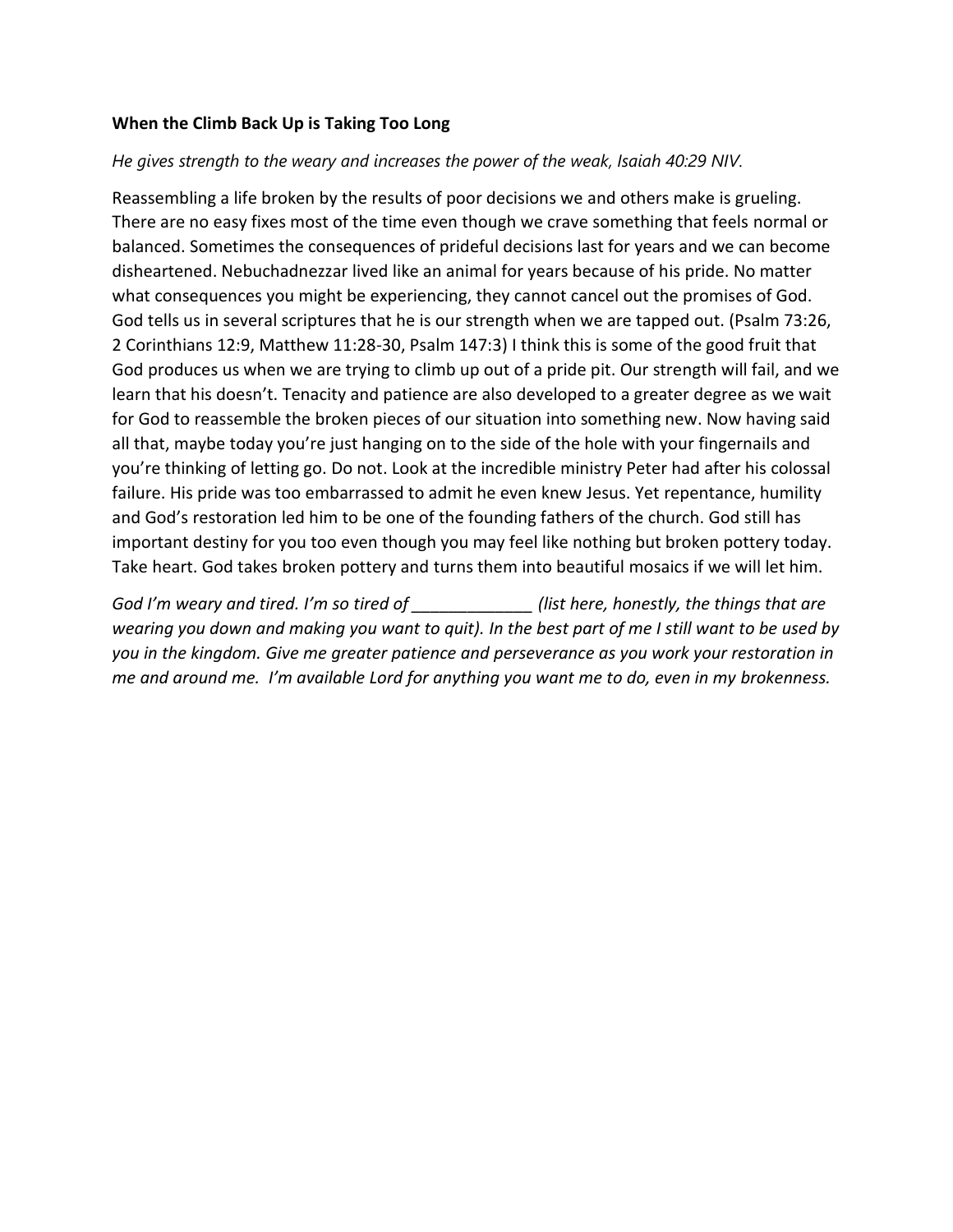**When the Climb Back Up is Taking Too Long**

*He gives strength to the weary and increases the power of the weak, Isaiah 40:29 NIV.*

Reassembling a life broken by the results of poor decisions we and others make is grueling. There are no easy fixes most of the time even though we crave something that feels normal or balanced. Sometimes the consequences of prideful decisions last for years and we can become disheartened. Nebuchadnezzar lived like an animal for years because of his pride. No matter what consequences you might be experiencing, they cannot cancel out the promises of God. God tells us in several scriptures that he is our strength when we are tapped out. (Psalm 73:26, 2 Corinthians 12:9, Matthew 11:28-30, Psalm 147:3) I think this is some of the good fruit that God produces us when we are trying to climb up out of a pride pit. Our strength will fail, and we learn that his doesn't. Tenacity and patience are also developed to a greater degree as we wait for God to reassemble the broken pieces of our situation into something new. Now having said all that, maybe today you're just hanging on to the side of the hole with your fingernails and you're thinking of letting go. Do not. Look at the incredible ministry Peter had after his colossal failure. His pride was too embarrassed to admit he even knew Jesus. Yet repentance, humility and God's restoration led him to be one of the founding fathers of the church. God still has important destiny for you too even though you may feel like nothing but broken pottery today. Take heart. God takes broken pottery and turns them into beautiful mosaics if we will let him.

*God I'm weary and tired. I'm so tired of _____________ (list here, honestly, the things that are wearing you down and making you want to quit). In the best part of me I still want to be used by you in the kingdom. Give me greater patience and perseverance as you work your restoration in me and around me. I'm available Lord for anything you want me to do, even in my brokenness.*